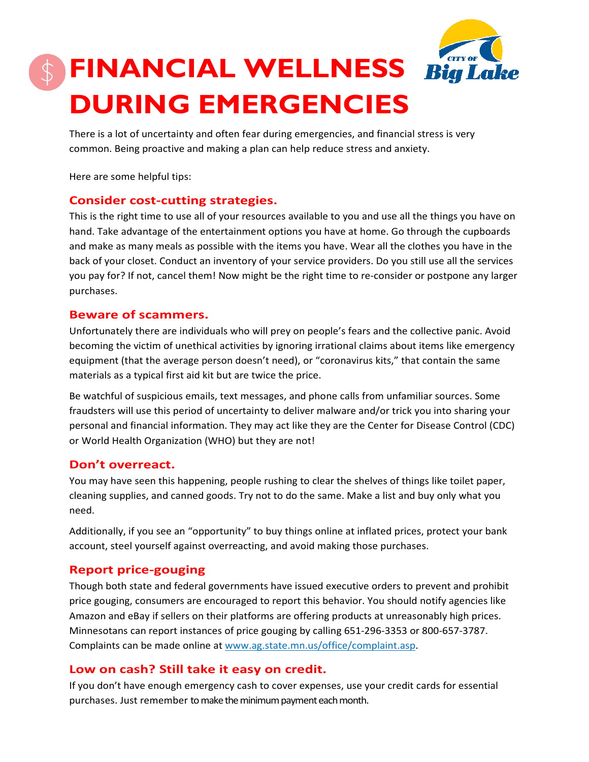# FINANCIAL WELLNESS DURING EMERGENCIES

There is a lot of uncertainty and often fear during emergencies, and financial stress is very common. Being proactive and making a plan can help reduce stress and anxiety.

Here are some helpful tips:

## Consider cost-cutting strategies.

This is the right time to use all of your resources available to you and use all the things you have on hand. Take advantage of the entertainment options you have at home. Go through the cupboards and make as many meals as possible with the items you have. Wear all the clothes you have in the back of your closet. Conduct an inventory of your service providers. Do you still use all the services you pay for? If not, cancel them! Now might be the right time to re-consider or postpone any larger purchases.

## Beware of scammers.

Unfortunately there are individuals who will prey on people's fears and the collective panic. Avoid becoming the victim of unethical activities by ignoring irrational claims about items like emergency equipment (that the average person doesn't need), or "coronavirus kits," that contain the same materials as a typical first aid kit but are twice the price.

Be watchful of suspicious emails, text messages, and phone calls from unfamiliar sources. Some fraudsters will use this period of uncertainty to deliver malware and/or trick you into sharing your personal and financial information. They may act like they are the Center for Disease Control (CDC) or World Health Organization (WHO) but they are not!

## Don't overreact.

You may have seen this happening, people rushing to clear the shelves of things like toilet paper, cleaning supplies, and canned goods. Try not to do the same. Make a list and buy only what you need.

Additionally, if you see an "opportunity" to buy things online at inflated prices, protect your bank account, steel yourself against overreacting, and avoid making those purchases.

## Report price-gouging

Though both state and federal governments have issued executive orders to prevent and prohibit price gouging, consumers are encouraged to report this behavior. You should notify agencies like Amazon and eBay if sellers on their platforms are offering products at unreasonably high prices. Minnesotans can report instances of price gouging by calling 651-296-3353 or 800-657-3787. Complaints can be made online at www.ag.state.mn.us/office/complaint.asp.

## Low on cash? Still take it easy on credit.

If you don't have enough emergency cash to cover expenses, use your credit cards for essential purchases. Just remember to make the minimum payment each month.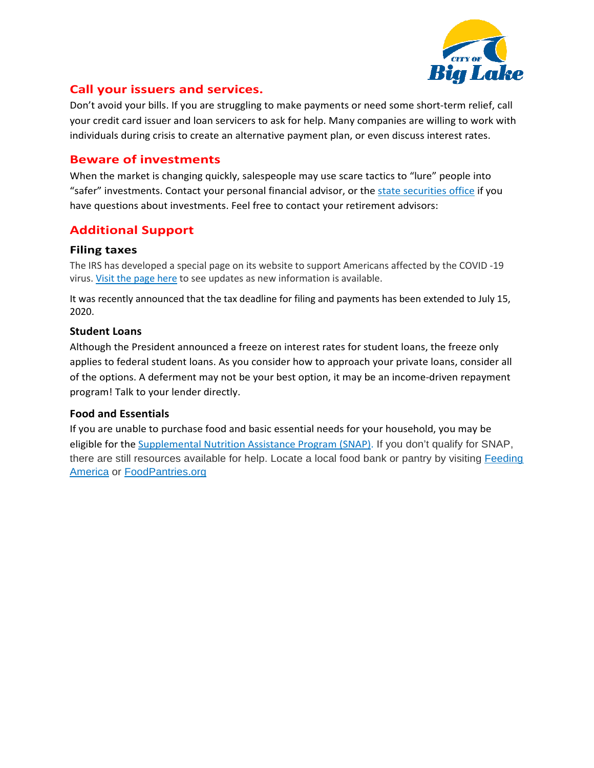## Call your issuers and services.

Don't avoid your bills. If you are struggling to make payments or need some short-term relief, call your credit card issuer and loan servicers to ask for help. Many companies are willing to work with individuals during crisis to create an alternative payment plan, or even discuss interest rates.

## Beware of investments

When the market is changing quickly, salespeople may use scare tactics to "lure" people into "safer" investments. Contact your personal financial advisor, or the state securities office if you have questions about investments. Feel free to contact your retirement advisors:

## Additional Support

### Filing taxes

The IRS has developed a special page on its website to support Americans affected by the COVID -19 virus. Visit the page here to see updates as new information is available.

It was recently announced that the tax deadline for filing and payments has been extended to July 15, 2020.

#### Student Loans

Although the President announced a freeze on interest rates for student loans, the freeze only applies to federal student loans. As you consider how to approach your private loans, consider all of the options. A deferment may not be your best option, it may be an income-driven repayment program! Talk to your lender directly.

#### Food and Essentials

If you are unable to purchase food and basic essential needs for your household, you may be eligible for the Supplemental Nutrition Assistance Program (SNAP). If you don't qualify for SNAP, there are still resources available for help. Locate a local food bank or pantry by visiting Feeding America or FoodPantries.org